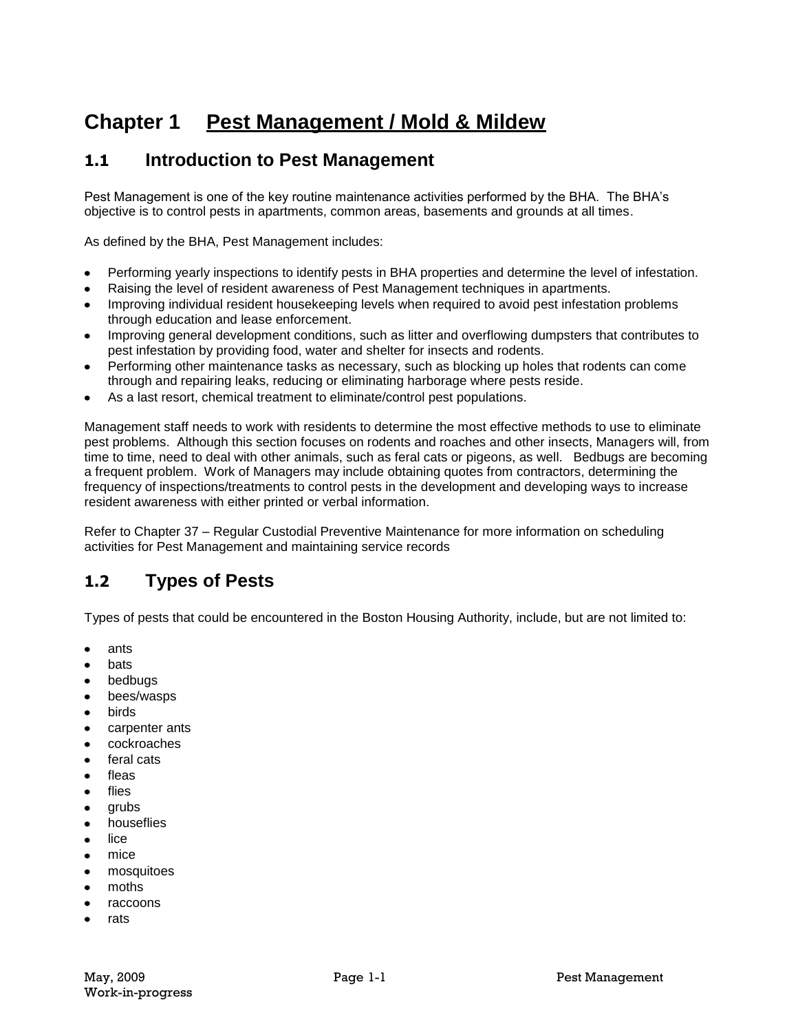# Chapter 1 Pest Management / Mold & Mildew

## 1.1 Introduction to Pest Management

Pest Management is one of the key routine maintenance activities performed by the BHA. The BHA's objective is to control pests in apartments, common areas, basements and grounds at all times.

As defined by the BHA, Pest Management includes:

- Performing yearly inspections to identify pests in BHA properties and determine the level of infestation.
- Raising the level of resident awareness of Pest Management techniques in apartments.
- Improving individual resident housekeeping levels when required to avoid pest infestation problems through education and lease enforcement.
- Improving general development conditions, such as litter and overflowing dumpsters that contributes to pest infestation by providing food, water and shelter for insects and rodents.
- Performing other maintenance tasks as necessary, such as blocking up holes that rodents can come through and repairing leaks, reducing or eliminating harborage where pests reside.
- As a last resort, chemical treatment to eliminate/control pest populations.

Management staff needs to work with residents to determine the most effective methods to use to eliminate pest problems. Although this section focuses on rodents and roaches and other insects, Managers will, from time to time, need to deal with other animals, such as feral cats or pigeons, as well. Bedbugs are becoming a frequent problem. Work of Managers may include obtaining quotes from contractors, determining the frequency of inspections/treatments to control pests in the development and developing ways to increase resident awareness with either printed or verbal information.

Refer to Chapter 37 – Regular Custodial Preventive Maintenance for more information on scheduling activities for Pest Management and maintaining service records

## 1.2 Types of Pests

Types of pests that could be encountered in the Boston Housing Authority, include, but are not limited to:

- ants
- bats
- bedbugs
- bees/wasps
- birds
- carpenter ants
- cockroaches
- feral cats
- fleas
- flies
- grubs
- houseflies
- lice
- mice
- mosquitoes
- moths
- raccoons
- rats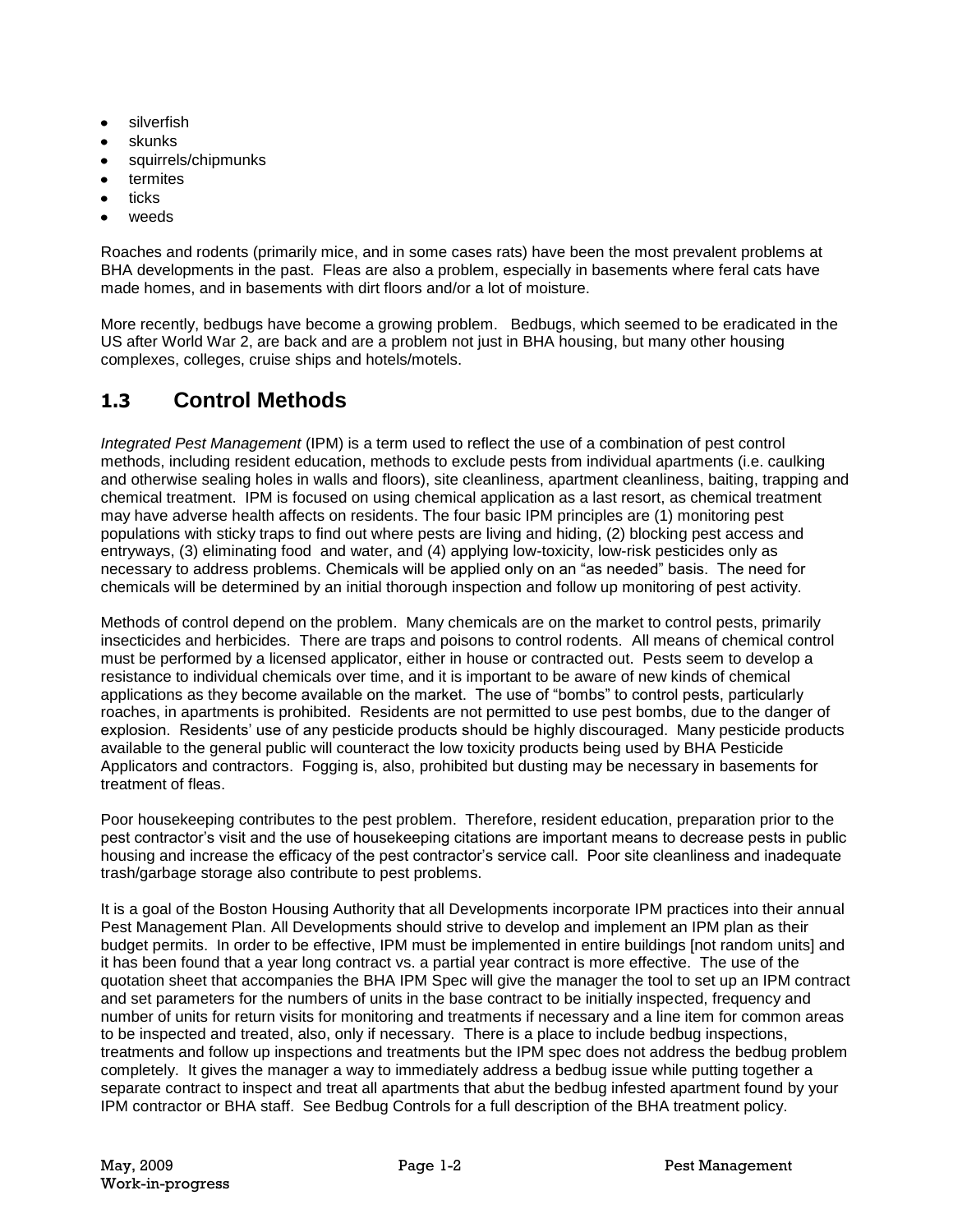- silverfish
- skunks
- squirrels/chipmunks
- termites
- ticks
- weeds

Roaches and rodents (primarily mice, and in some cases rats) have been the most prevalent problems at BHA developments in the past. Fleas are also a problem, especially in basements where feral cats have made homes, and in basements with dirt floors and/or a lot of moisture.

More recently, bedbugs have become a growing problem. Bedbugs, which seemed to be eradicated in the US after World War 2, are back and are a problem not just in BHA housing, but many other housing complexes, colleges, cruise ships and hotels/motels.

## 1.3 Control Methods

*Integrated Pest Management* (IPM) is a term used to reflect the use of a combination of pest control methods, including resident education, methods to exclude pests from individual apartments (i.e. caulking and otherwise sealing holes in walls and floors), site cleanliness, apartment cleanliness, baiting, trapping and chemical treatment. IPM is focused on using chemical application as a last resort, as chemical treatment may have adverse health affects on residents. The four basic IPM principles are (1) monitoring pest populations with sticky traps to find out where pests are living and hiding, (2) blocking pest access and entryways, (3) eliminating food and water, and (4) applying low-toxicity, low-risk pesticides only as necessary to address problems. Chemicals will be applied only on an "as needed" basis. The need for chemicals will be determined by an initial thorough inspection and follow up monitoring of pest activity.

Methods of control depend on the problem. Many chemicals are on the market to control pests, primarily insecticides and herbicides. There are traps and poisons to control rodents. All means of chemical control must be performed by a licensed applicator, either in house or contracted out. Pests seem to develop a resistance to individual chemicals over time, and it is important to be aware of new kinds of chemical applications as they become available on the market. The use of "bombs" to control pests, particularly roaches, in apartments is prohibited. Residents are not permitted to use pest bombs, due to the danger of explosion. Residents' use of any pesticide products should be highly discouraged. Many pesticide products available to the general public will counteract the low toxicity products being used by BHA Pesticide Applicators and contractors. Fogging is, also, prohibited but dusting may be necessary in basements for treatment of fleas.

Poor housekeeping contributes to the pest problem. Therefore, resident education, preparation prior to the pest contractor's visit and the use of housekeeping citations are important means to decrease pests in public housing and increase the efficacy of the pest contractor's service call. Poor site cleanliness and inadequate trash/garbage storage also contribute to pest problems.

It is a goal of the Boston Housing Authority that all Developments incorporate IPM practices into their annual Pest Management Plan. All Developments should strive to develop and implement an IPM plan as their budget permits. In order to be effective, IPM must be implemented in entire buildings [not random units] and it has been found that a year long contract vs. a partial year contract is more effective. The use of the quotation sheet that accompanies the BHA IPM Spec will give the manager the tool to set up an IPM contract and set parameters for the numbers of units in the base contract to be initially inspected, frequency and number of units for return visits for monitoring and treatments if necessary and a line item for common areas to be inspected and treated, also, only if necessary. There is a place to include bedbug inspections, treatments and follow up inspections and treatments but the IPM spec does not address the bedbug problem completely. It gives the manager a way to immediately address a bedbug issue while putting together a separate contract to inspect and treat all apartments that abut the bedbug infested apartment found by your IPM contractor or BHA staff. See Bedbug Controls for a full description of the BHA treatment policy.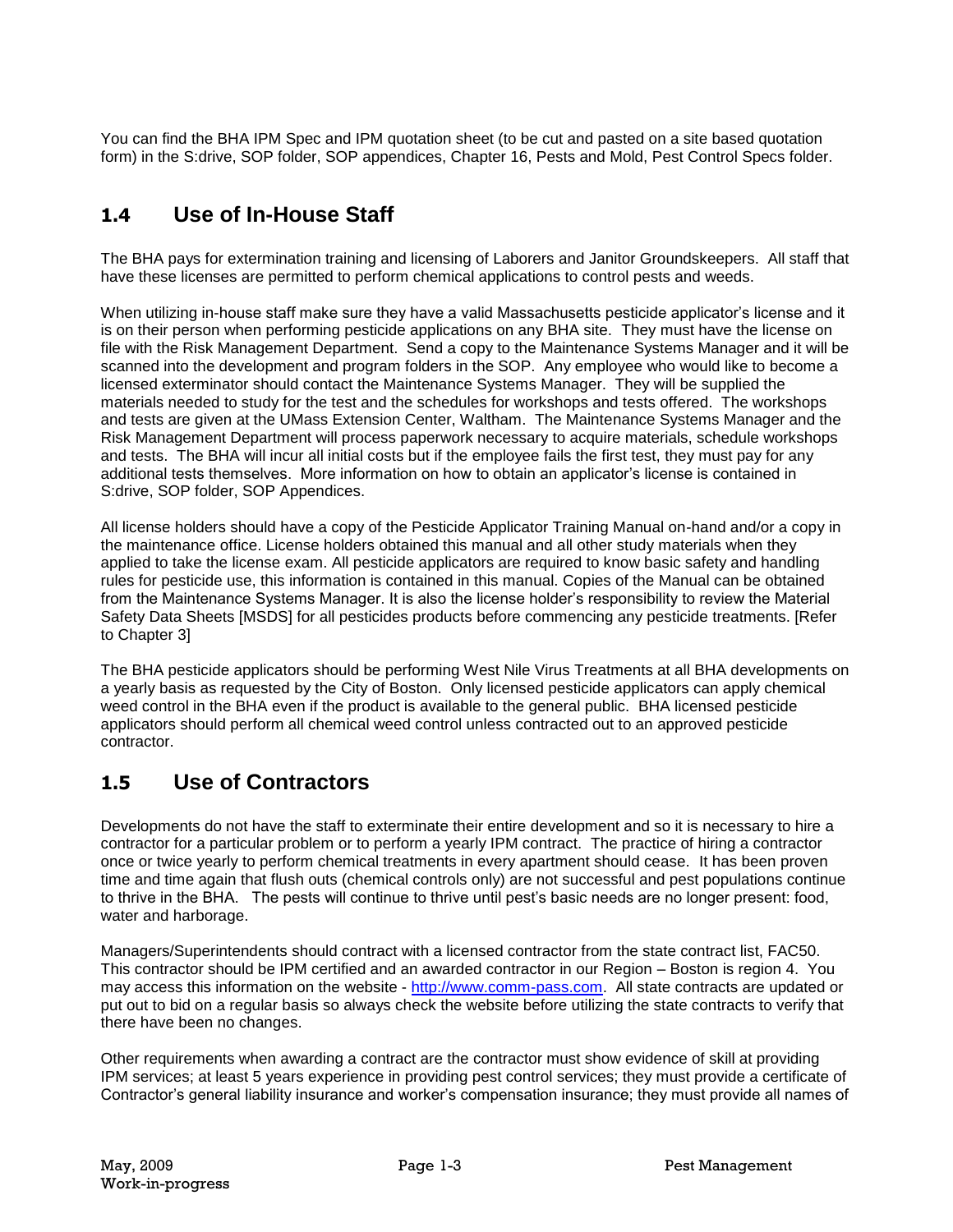You can find the BHA IPM Spec and IPM quotation sheet (to be cut and pasted on a site based quotation form) in the S:drive, SOP folder, SOP appendices, Chapter 16, Pests and Mold, Pest Control Specs folder.

## 1.4 Use of In-House Staff

The BHA pays for extermination training and licensing of Laborers and Janitor Groundskeepers. All staff that have these licenses are permitted to perform chemical applications to control pests and weeds.

When utilizing in-house staff make sure they have a valid Massachusetts pesticide applicator's license and it is on their person when performing pesticide applications on any BHA site. They must have the license on file with the Risk Management Department. Send a copy to the Maintenance Systems Manager and it will be scanned into the development and program folders in the SOP. Any employee who would like to become a licensed exterminator should contact the Maintenance Systems Manager. They will be supplied the materials needed to study for the test and the schedules for workshops and tests offered. The workshops and tests are given at the UMass Extension Center, Waltham. The Maintenance Systems Manager and the Risk Management Department will process paperwork necessary to acquire materials, schedule workshops and tests. The BHA will incur all initial costs but if the employee fails the first test, they must pay for any additional tests themselves. More information on how to obtain an applicator's license is contained in S:drive, SOP folder, SOP Appendices.

All license holders should have a copy of the Pesticide Applicator Training Manual on-hand and/or a copy in the maintenance office. License holders obtained this manual and all other study materials when they applied to take the license exam. All pesticide applicators are required to know basic safety and handling rules for pesticide use, this information is contained in this manual. Copies of the Manual can be obtained from the Maintenance Systems Manager. It is also the license holder's responsibility to review the Material Safety Data Sheets [MSDS] for all pesticides products before commencing any pesticide treatments. [Refer to Chapter 3]

The BHA pesticide applicators should be performing West Nile Virus Treatments at all BHA developments on a yearly basis as requested by the City of Boston. Only licensed pesticide applicators can apply chemical weed control in the BHA even if the product is available to the general public. BHA licensed pesticide applicators should perform all chemical weed control unless contracted out to an approved pesticide contractor.

## 1.5 Use of Contractors

Developments do not have the staff to exterminate their entire development and so it is necessary to hire a contractor for a particular problem or to perform a yearly IPM contract. The practice of hiring a contractor once or twice yearly to perform chemical treatments in every apartment should cease. It has been proven time and time again that flush outs (chemical controls only) are not successful and pest populations continue to thrive in the BHA. The pests will continue to thrive until pest's basic needs are no longer present: food, water and harborage.

Managers/Superintendents should contract with a licensed contractor from the state contract list, FAC50. This contractor should be IPM certified and an awarded contractor in our Region – Boston is region 4. You may access this information on the website - http://www.comm-pass.com. All state contracts are updated or put out to bid on a regular basis so always check the website before utilizing the state contracts to verify that there have been no changes.

Other requirements when awarding a contract are the contractor must show evidence of skill at providing IPM services; at least 5 years experience in providing pest control services; they must provide a certificate of Contractor's general liability insurance and worker's compensation insurance; they must provide all names of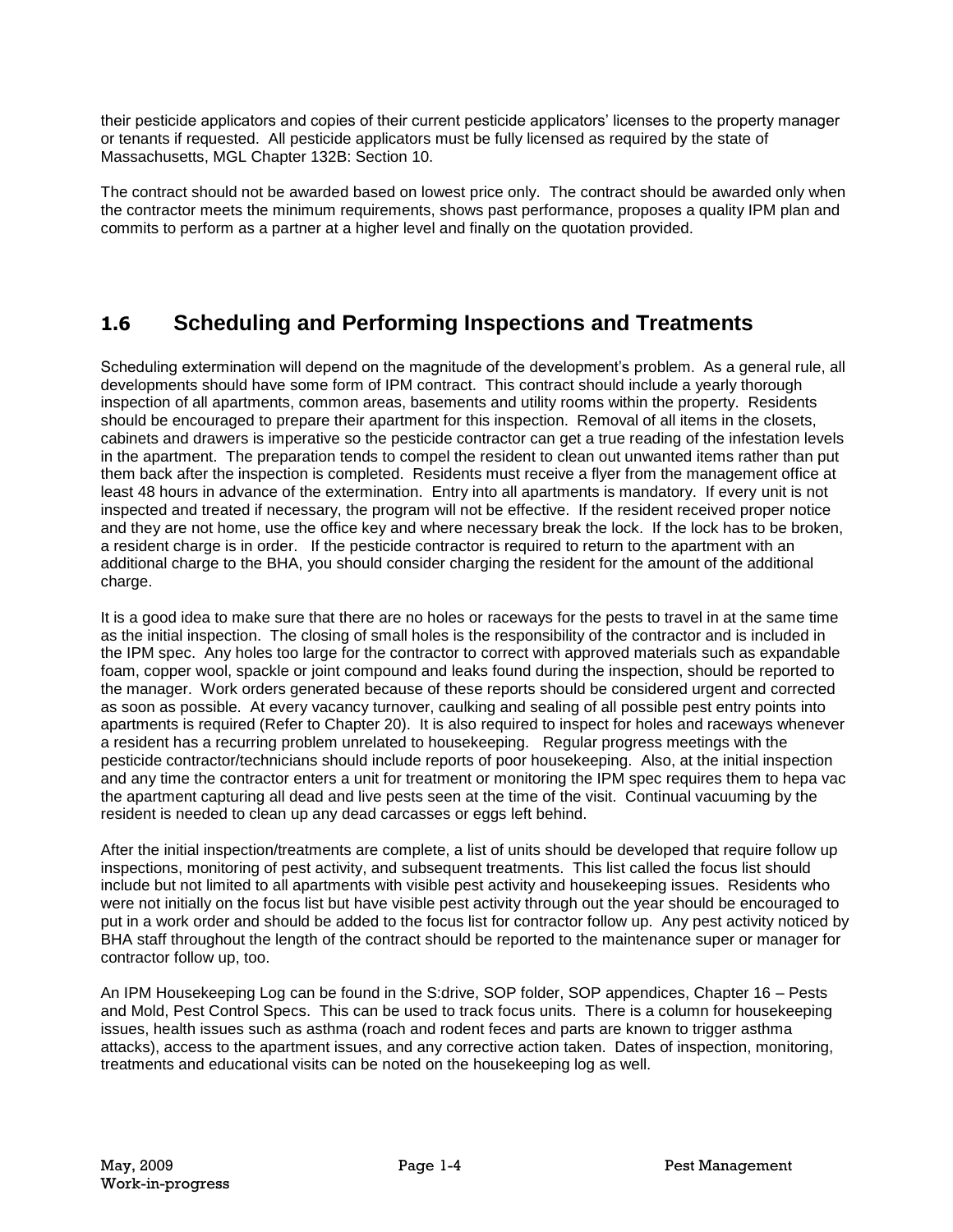their pesticide applicators and copies of their current pesticide applicators' licenses to the property manager or tenants if requested. All pesticide applicators must be fully licensed as required by the state of Massachusetts, MGL Chapter 132B: Section 10.

The contract should not be awarded based on lowest price only. The contract should be awarded only when the contractor meets the minimum requirements, shows past performance, proposes a quality IPM plan and commits to perform as a partner at a higher level and finally on the quotation provided.

## 1.6 Scheduling and Performing Inspections and Treatments

Scheduling extermination will depend on the magnitude of the development's problem. As a general rule, all developments should have some form of IPM contract. This contract should include a yearly thorough inspection of all apartments, common areas, basements and utility rooms within the property. Residents should be encouraged to prepare their apartment for this inspection. Removal of all items in the closets, cabinets and drawers is imperative so the pesticide contractor can get a true reading of the infestation levels in the apartment. The preparation tends to compel the resident to clean out unwanted items rather than put them back after the inspection is completed. Residents must receive a flyer from the management office at least 48 hours in advance of the extermination. Entry into all apartments is mandatory. If every unit is not inspected and treated if necessary, the program will not be effective. If the resident received proper notice and they are not home, use the office key and where necessary break the lock. If the lock has to be broken, a resident charge is in order. If the pesticide contractor is required to return to the apartment with an additional charge to the BHA, you should consider charging the resident for the amount of the additional charge.

It is a good idea to make sure that there are no holes or raceways for the pests to travel in at the same time as the initial inspection. The closing of small holes is the responsibility of the contractor and is included in the IPM spec. Any holes too large for the contractor to correct with approved materials such as expandable foam, copper wool, spackle or joint compound and leaks found during the inspection, should be reported to the manager. Work orders generated because of these reports should be considered urgent and corrected as soon as possible. At every vacancy turnover, caulking and sealing of all possible pest entry points into apartments is required (Refer to Chapter 20). It is also required to inspect for holes and raceways whenever a resident has a recurring problem unrelated to housekeeping. Regular progress meetings with the pesticide contractor/technicians should include reports of poor housekeeping. Also, at the initial inspection and any time the contractor enters a unit for treatment or monitoring the IPM spec requires them to hepa vac the apartment capturing all dead and live pests seen at the time of the visit. Continual vacuuming by the resident is needed to clean up any dead carcasses or eggs left behind.

After the initial inspection/treatments are complete, a list of units should be developed that require follow up inspections, monitoring of pest activity, and subsequent treatments. This list called the focus list should include but not limited to all apartments with visible pest activity and housekeeping issues. Residents who were not initially on the focus list but have visible pest activity through out the year should be encouraged to put in a work order and should be added to the focus list for contractor follow up. Any pest activity noticed by BHA staff throughout the length of the contract should be reported to the maintenance super or manager for contractor follow up, too.

An IPM Housekeeping Log can be found in the S:drive, SOP folder, SOP appendices, Chapter 16 – Pests and Mold, Pest Control Specs. This can be used to track focus units. There is a column for housekeeping issues, health issues such as asthma (roach and rodent feces and parts are known to trigger asthma attacks), access to the apartment issues, and any corrective action taken. Dates of inspection, monitoring, treatments and educational visits can be noted on the housekeeping log as well.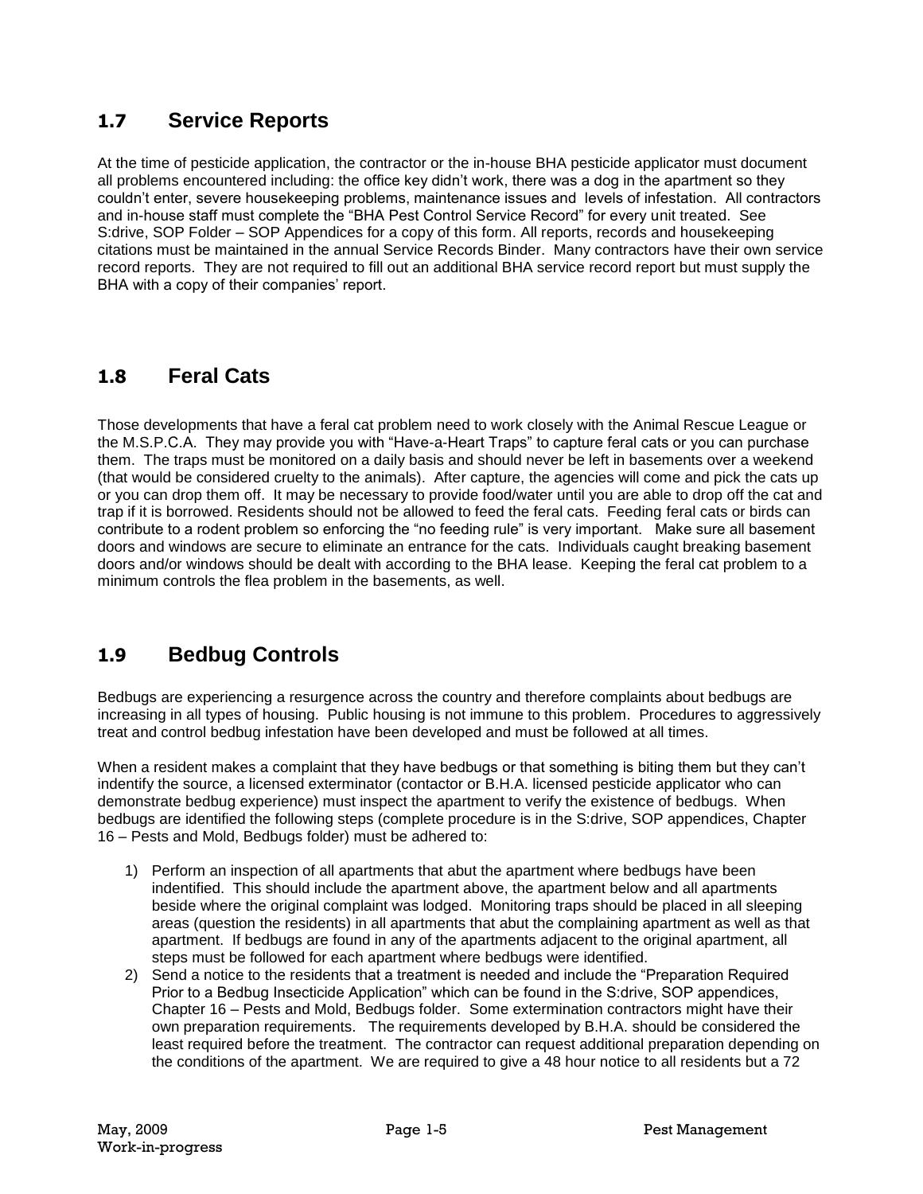## 1.7 Service Reports

At the time of pesticide application, the contractor or the in-house BHA pesticide applicator must document all problems encountered including: the office key didn't work, there was a dog in the apartment so they couldn't enter, severe housekeeping problems, maintenance issues and levels of infestation. All contractors and in-house staff must complete the "BHA Pest Control Service Record" for every unit treated. See S:drive, SOP Folder – SOP Appendices for a copy of this form. All reports, records and housekeeping citations must be maintained in the annual Service Records Binder. Many contractors have their own service record reports. They are not required to fill out an additional BHA service record report but must supply the BHA with a copy of their companies' report.

## 1.8 Feral Cats

Those developments that have a feral cat problem need to work closely with the Animal Rescue League or the M.S.P.C.A. They may provide you with "Have-a-Heart Traps" to capture feral cats or you can purchase them. The traps must be monitored on a daily basis and should never be left in basements over a weekend (that would be considered cruelty to the animals). After capture, the agencies will come and pick the cats up or you can drop them off. It may be necessary to provide food/water until you are able to drop off the cat and trap if it is borrowed. Residents should not be allowed to feed the feral cats. Feeding feral cats or birds can contribute to a rodent problem so enforcing the "no feeding rule" is very important. Make sure all basement doors and windows are secure to eliminate an entrance for the cats. Individuals caught breaking basement doors and/or windows should be dealt with according to the BHA lease. Keeping the feral cat problem to a minimum controls the flea problem in the basements, as well.

## 1.9 Bedbug Controls

Bedbugs are experiencing a resurgence across the country and therefore complaints about bedbugs are increasing in all types of housing. Public housing is not immune to this problem. Procedures to aggressively treat and control bedbug infestation have been developed and must be followed at all times.

When a resident makes a complaint that they have bedbugs or that something is biting them but they can't indentify the source, a licensed exterminator (contactor or B.H.A. licensed pesticide applicator who can demonstrate bedbug experience) must inspect the apartment to verify the existence of bedbugs. When bedbugs are identified the following steps (complete procedure is in the S:drive, SOP appendices, Chapter 16 – Pests and Mold, Bedbugs folder) must be adhered to:

1) Perform an inspection of all apartments that abut the apartment where bedbugs have been indentified. This should include the apartment above, the apartment below and all apartments beside where the original complaint was lodged. Monitoring traps should be placed in all sleeping areas (question the residents) in all apartments that abut the complaining apartment as well as that apartment. If bedbugs are found in any of the apartments adjacent to the original apartment, all steps must be followed for each apartment where bedbugs were identified.
2) Send a notice to the residents that a treatment is needed and include the "Preparation Required Prior to a Bedbug Insecticide Application" which can be found in the S:drive, SOP appendices, Chapter 16 – Pests and Mold, Bedbugs folder. Some extermination contractors might have their own preparation requirements. The requirements developed by B.H.A. should be considered the least required before the treatment. The contractor can request additional preparation depending on the conditions of the apartment. We are required to give a 48 hour notice to all residents but a 72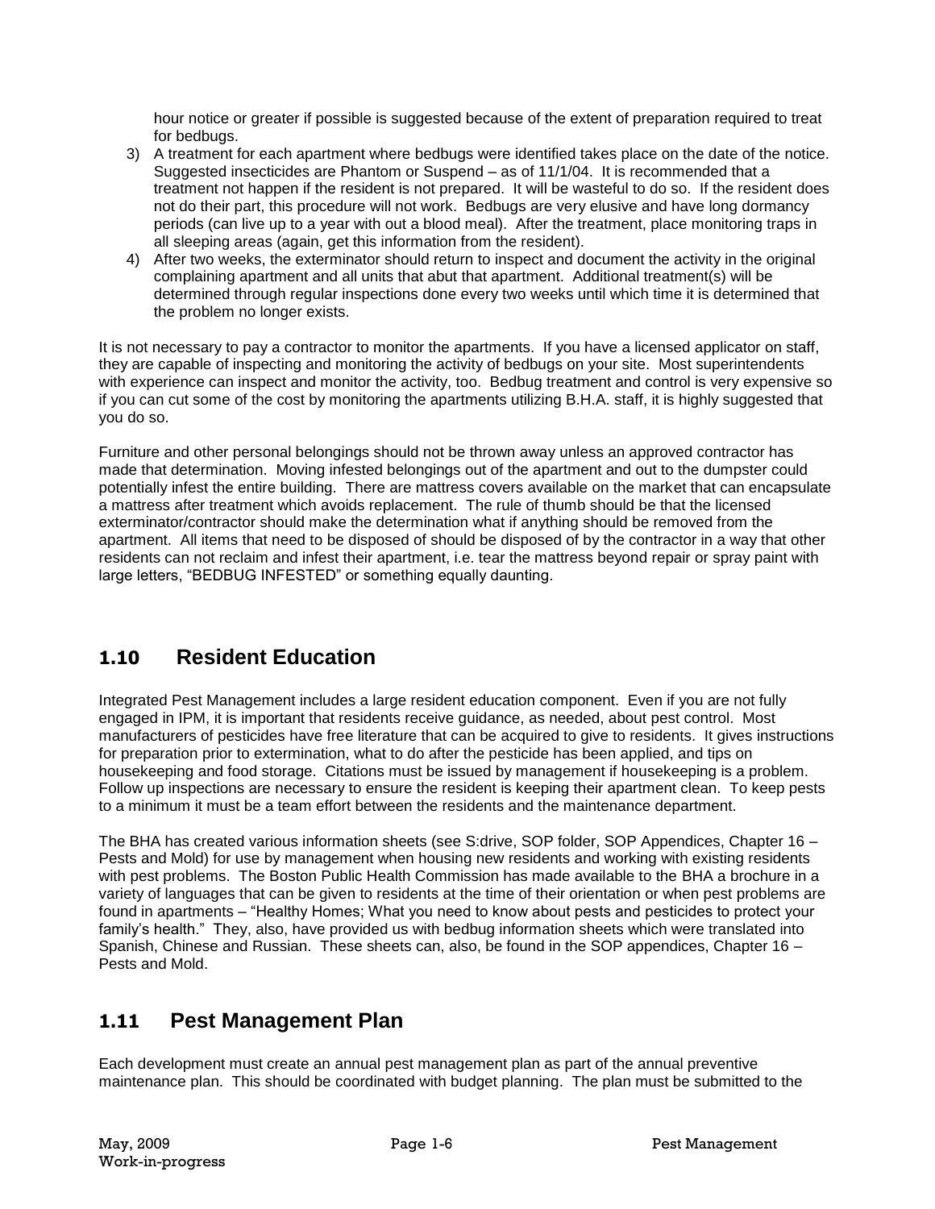hour notice or greater if possible is suggested because of the extent of preparation required to treat for bedbugs.

3) A treatment for each apartment where bedbugs were identified takes place on the date of the notice. Suggested insecticides are Phantom or Suspend – as of 11/1/04. It is recommended that a treatment not happen if the resident is not prepared. It will be wasteful to do so. If the resident does not do their part, this procedure will not work. Bedbugs are very elusive and have long dormancy periods (can live up to a year with out a blood meal). After the treatment, place monitoring traps in all sleeping areas (again, get this information from the resident).
4) After two weeks, the exterminator should return to inspect and document the activity in the original complaining apartment and all units that abut that apartment. Additional treatment(s) will be determined through regular inspections done every two weeks until which time it is determined that the problem no longer exists.

It is not necessary to pay a contractor to monitor the apartments. If you have a licensed applicator on staff, they are capable of inspecting and monitoring the activity of bedbugs on your site. Most superintendents with experience can inspect and monitor the activity, too. Bedbug treatment and control is very expensive so if you can cut some of the cost by monitoring the apartments utilizing B.H.A. staff, it is highly suggested that you do so.

Furniture and other personal belongings should not be thrown away unless an approved contractor has made that determination. Moving infested belongings out of the apartment and out to the dumpster could potentially infest the entire building. There are mattress covers available on the market that can encapsulate a mattress after treatment which avoids replacement. The rule of thumb should be that the licensed exterminator/contractor should make the determination what if anything should be removed from the apartment. All items that need to be disposed of should be disposed of by the contractor in a way that other residents can not reclaim and infest their apartment, i.e. tear the mattress beyond repair or spray paint with large letters, "BEDBUG INFESTED" or something equally daunting.

## 1.10 Resident Education

Integrated Pest Management includes a large resident education component. Even if you are not fully engaged in IPM, it is important that residents receive guidance, as needed, about pest control. Most manufacturers of pesticides have free literature that can be acquired to give to residents. It gives instructions for preparation prior to extermination, what to do after the pesticide has been applied, and tips on housekeeping and food storage. Citations must be issued by management if housekeeping is a problem. Follow up inspections are necessary to ensure the resident is keeping their apartment clean. To keep pests to a minimum it must be a team effort between the residents and the maintenance department.

The BHA has created various information sheets (see S:drive, SOP folder, SOP Appendices, Chapter 16 – Pests and Mold) for use by management when housing new residents and working with existing residents with pest problems. The Boston Public Health Commission has made available to the BHA a brochure in a variety of languages that can be given to residents at the time of their orientation or when pest problems are found in apartments – "Healthy Homes; What you need to know about pests and pesticides to protect your family's health." They, also, have provided us with bedbug information sheets which were translated into Spanish, Chinese and Russian. These sheets can, also, be found in the SOP appendices, Chapter 16 – Pests and Mold.

## 1.11 Pest Management Plan

Each development must create an annual pest management plan as part of the annual preventive maintenance plan. This should be coordinated with budget planning. The plan must be submitted to the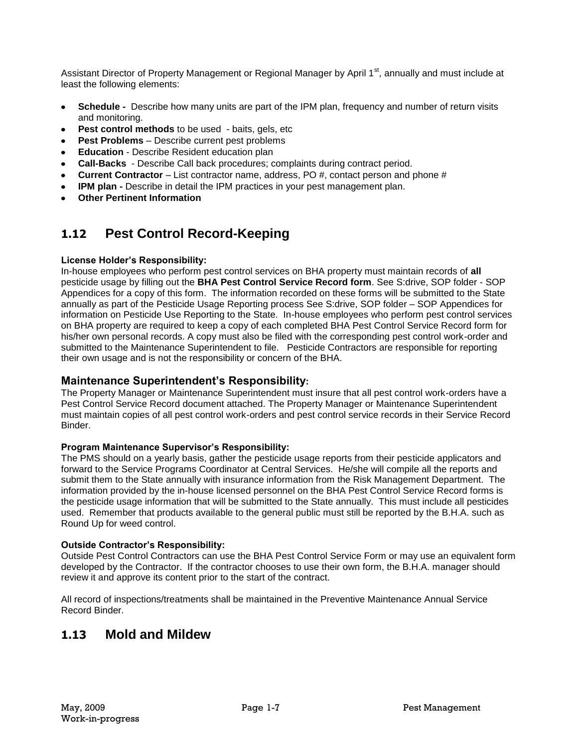Assistant Director of Property Management or Regional Manager by April 1st, annually and must include at least the following elements:

- **Schedule -** Describe how many units are part of the IPM plan, frequency and number of return visits and monitoring.
- **Pest control methods** to be used - baits, gels, etc
- **Pest Problems** – Describe current pest problems
- **Education** - Describe Resident education plan
- **Call-Backs** - Describe Call back procedures; complaints during contract period.
- **Current Contractor** – List contractor name, address, PO #, contact person and phone #
- **IPM plan -** Describe in detail the IPM practices in your pest management plan.
- **Other Pertinent Information**

## 1.12 Pest Control Record-Keeping

**License Holder's Responsibility:**
In-house employees who perform pest control services on BHA property must maintain records of **all** pesticide usage by filling out the **BHA Pest Control Service Record form**. See S:drive, SOP folder - SOP Appendices for a copy of this form. The information recorded on these forms will be submitted to the State annually as part of the Pesticide Usage Reporting process See S:drive, SOP folder – SOP Appendices for information on Pesticide Use Reporting to the State. In-house employees who perform pest control services on BHA property are required to keep a copy of each completed BHA Pest Control Service Record form for his/her own personal records. A copy must also be filed with the corresponding pest control work-order and submitted to the Maintenance Superintendent to file. Pesticide Contractors are responsible for reporting their own usage and is not the responsibility or concern of the BHA.

### Maintenance Superintendent's Responsibility:

The Property Manager or Maintenance Superintendent must insure that all pest control work-orders have a Pest Control Service Record document attached. The Property Manager or Maintenance Superintendent must maintain copies of all pest control work-orders and pest control service records in their Service Record Binder.

**Program Maintenance Supervisor's Responsibility:**
The PMS should on a yearly basis, gather the pesticide usage reports from their pesticide applicators and forward to the Service Programs Coordinator at Central Services. He/she will compile all the reports and submit them to the State annually with insurance information from the Risk Management Department. The information provided by the in-house licensed personnel on the BHA Pest Control Service Record forms is the pesticide usage information that will be submitted to the State annually. This must include all pesticides used. Remember that products available to the general public must still be reported by the B.H.A. such as Round Up for weed control.

**Outside Contractor's Responsibility:**
Outside Pest Control Contractors can use the BHA Pest Control Service Form or may use an equivalent form developed by the Contractor. If the contractor chooses to use their own form, the B.H.A. manager should review it and approve its content prior to the start of the contract.

All record of inspections/treatments shall be maintained in the Preventive Maintenance Annual Service Record Binder.

## 1.13 Mold and Mildew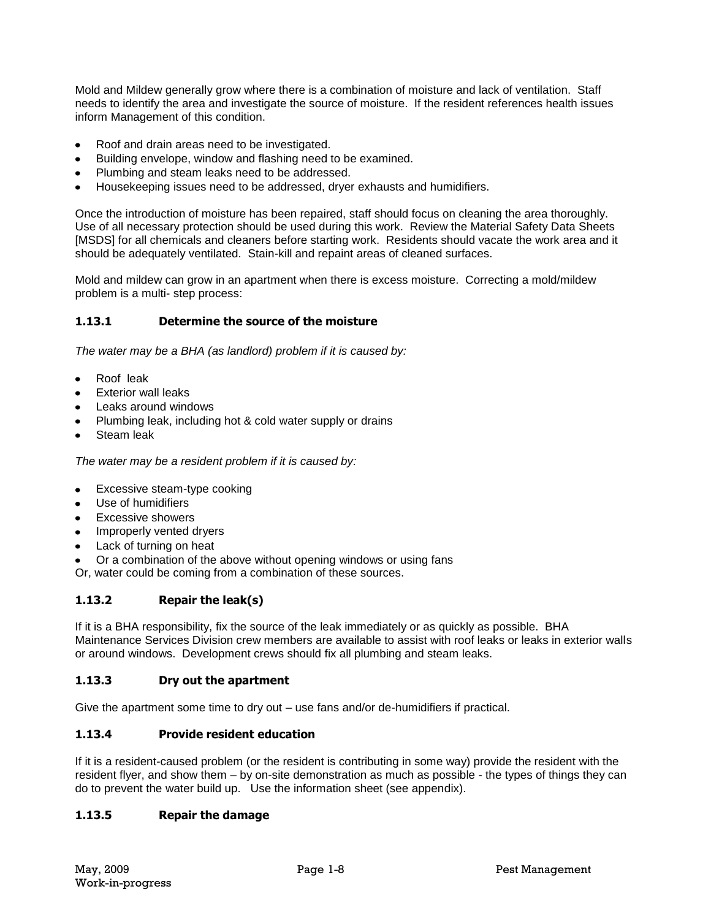Mold and Mildew generally grow where there is a combination of moisture and lack of ventilation. Staff needs to identify the area and investigate the source of moisture. If the resident references health issues inform Management of this condition.

- Roof and drain areas need to be investigated.
- Building envelope, window and flashing need to be examined.
- Plumbing and steam leaks need to be addressed.
- Housekeeping issues need to be addressed, dryer exhausts and humidifiers.

Once the introduction of moisture has been repaired, staff should focus on cleaning the area thoroughly. Use of all necessary protection should be used during this work. Review the Material Safety Data Sheets [MSDS] for all chemicals and cleaners before starting work. Residents should vacate the work area and it should be adequately ventilated. Stain-kill and repaint areas of cleaned surfaces.

Mold and mildew can grow in an apartment when there is excess moisture. Correcting a mold/mildew problem is a multi- step process:

### 1.13.1 Determine the source of the moisture

*The water may be a BHA (as landlord) problem if it is caused by:*

- Roof leak
- Exterior wall leaks
- Leaks around windows
- Plumbing leak, including hot & cold water supply or drains
- Steam leak

*The water may be a resident problem if it is caused by:*

- Excessive steam-type cooking
- Use of humidifiers
- Excessive showers
- Improperly vented dryers
- Lack of turning on heat
- Or a combination of the above without opening windows or using fans

Or, water could be coming from a combination of these sources.

### 1.13.2 Repair the leak(s)

If it is a BHA responsibility, fix the source of the leak immediately or as quickly as possible. BHA Maintenance Services Division crew members are available to assist with roof leaks or leaks in exterior walls or around windows. Development crews should fix all plumbing and steam leaks.

### 1.13.3 Dry out the apartment

Give the apartment some time to dry out – use fans and/or de-humidifiers if practical.

### 1.13.4 Provide resident education

If it is a resident-caused problem (or the resident is contributing in some way) provide the resident with the resident flyer, and show them – by on-site demonstration as much as possible - the types of things they can do to prevent the water build up. Use the information sheet (see appendix).

### 1.13.5 Repair the damage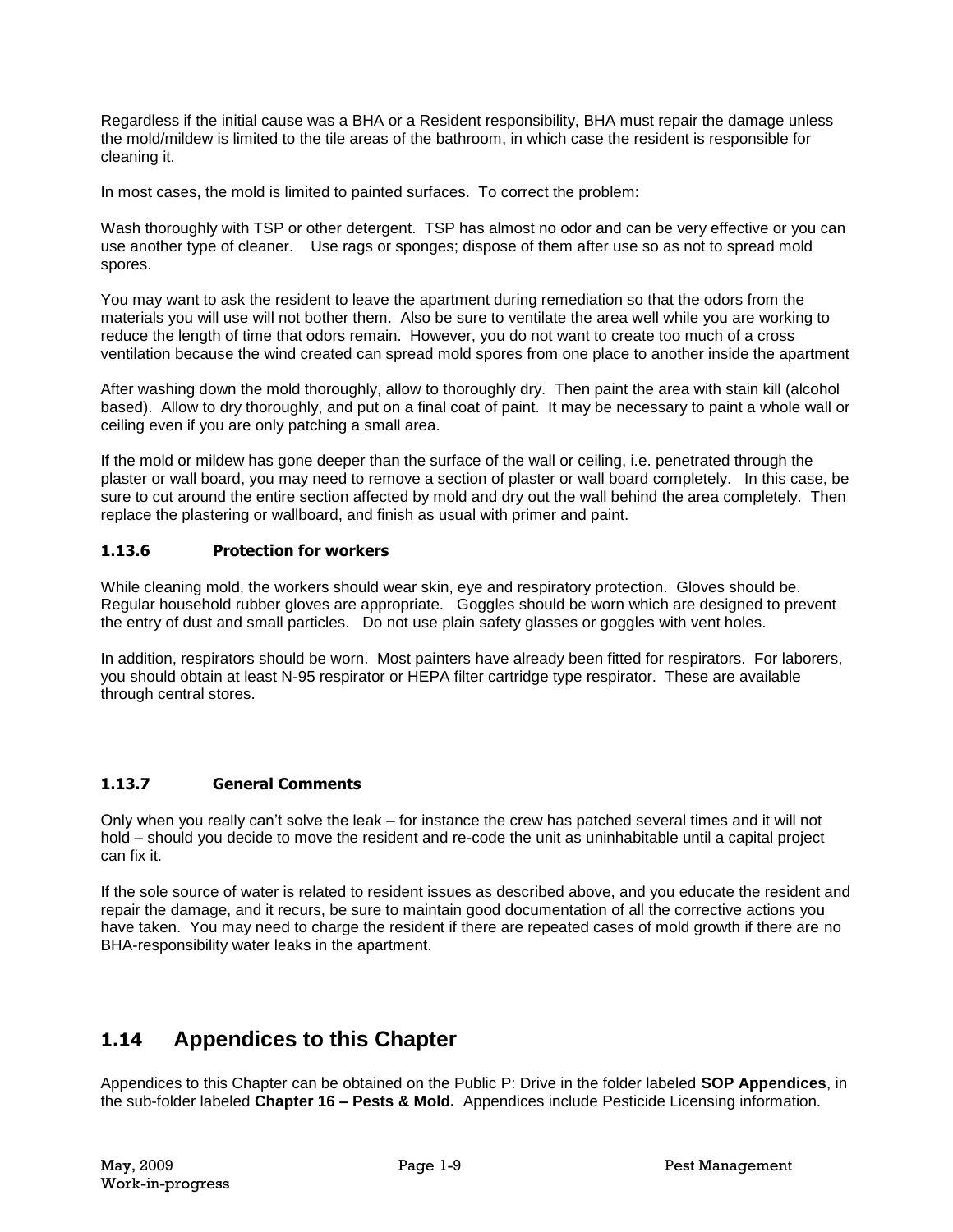Regardless if the initial cause was a BHA or a Resident responsibility, BHA must repair the damage unless the mold/mildew is limited to the tile areas of the bathroom, in which case the resident is responsible for cleaning it.

In most cases, the mold is limited to painted surfaces. To correct the problem:

Wash thoroughly with TSP or other detergent. TSP has almost no odor and can be very effective or you can use another type of cleaner. Use rags or sponges; dispose of them after use so as not to spread mold spores.

You may want to ask the resident to leave the apartment during remediation so that the odors from the materials you will use will not bother them. Also be sure to ventilate the area well while you are working to reduce the length of time that odors remain. However, you do not want to create too much of a cross ventilation because the wind created can spread mold spores from one place to another inside the apartment

After washing down the mold thoroughly, allow to thoroughly dry. Then paint the area with stain kill (alcohol based). Allow to dry thoroughly, and put on a final coat of paint. It may be necessary to paint a whole wall or ceiling even if you are only patching a small area.

If the mold or mildew has gone deeper than the surface of the wall or ceiling, i.e. penetrated through the plaster or wall board, you may need to remove a section of plaster or wall board completely. In this case, be sure to cut around the entire section affected by mold and dry out the wall behind the area completely. Then replace the plastering or wallboard, and finish as usual with primer and paint.

### 1.13.6 Protection for workers

While cleaning mold, the workers should wear skin, eye and respiratory protection. Gloves should be. Regular household rubber gloves are appropriate. Goggles should be worn which are designed to prevent the entry of dust and small particles. Do not use plain safety glasses or goggles with vent holes.

In addition, respirators should be worn. Most painters have already been fitted for respirators. For laborers, you should obtain at least N-95 respirator or HEPA filter cartridge type respirator. These are available through central stores.

### 1.13.7 General Comments

Only when you really can't solve the leak – for instance the crew has patched several times and it will not hold – should you decide to move the resident and re-code the unit as uninhabitable until a capital project can fix it.

If the sole source of water is related to resident issues as described above, and you educate the resident and repair the damage, and it recurs, be sure to maintain good documentation of all the corrective actions you have taken. You may need to charge the resident if there are repeated cases of mold growth if there are no BHA-responsibility water leaks in the apartment.

## 1.14 Appendices to this Chapter

Appendices to this Chapter can be obtained on the Public P: Drive in the folder labeled **SOP Appendices**, in the sub-folder labeled **Chapter 16 – Pests & Mold.** Appendices include Pesticide Licensing information.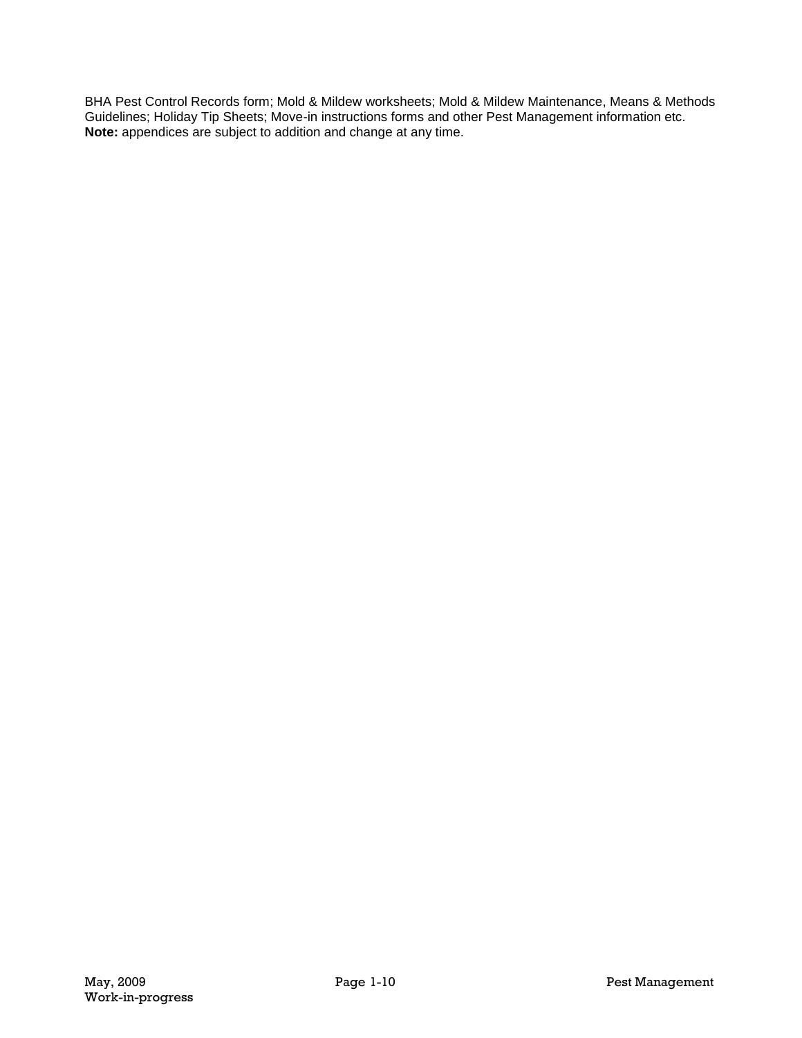BHA Pest Control Records form; Mold & Mildew worksheets; Mold & Mildew Maintenance, Means & Methods Guidelines; Holiday Tip Sheets; Move-in instructions forms and other Pest Management information etc.
**Note:** appendices are subject to addition and change at any time.